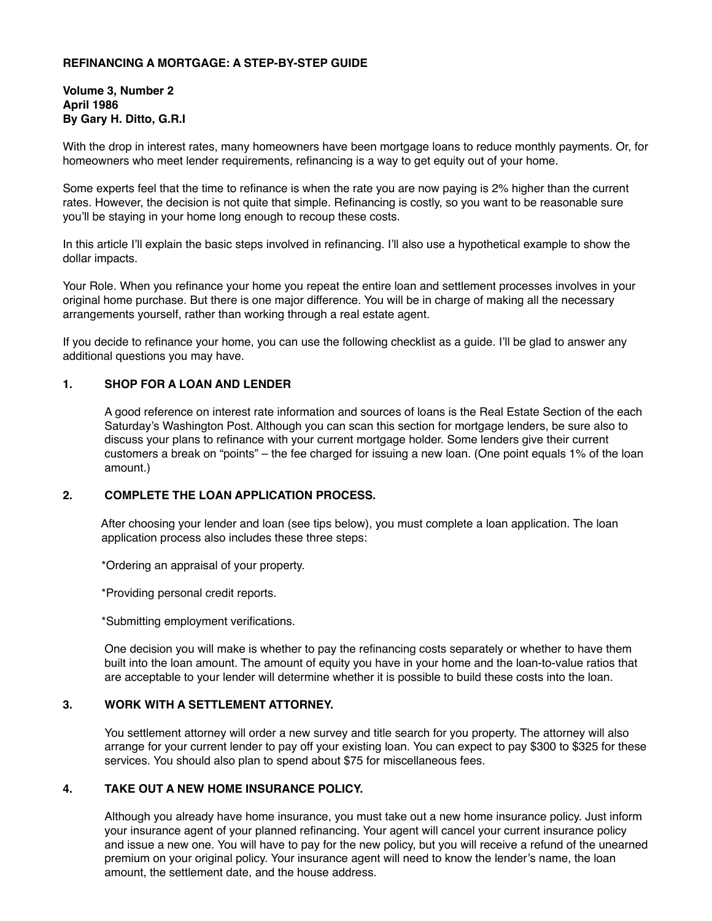**REFINANCING A MORTGAGE: A STEP-BY-STEP GUIDE**

**Volume 3, Number 2**
**April 1986**
**By Gary H. Ditto, G.R.I**

With the drop in interest rates, many homeowners have been mortgage loans to reduce monthly payments. Or, for homeowners who meet lender requirements, refinancing is a way to get equity out of your home.

Some experts feel that the time to refinance is when the rate you are now paying is 2% higher than the current rates. However, the decision is not quite that simple. Refinancing is costly, so you want to be reasonable sure you'll be staying in your home long enough to recoup these costs.

In this article I'll explain the basic steps involved in refinancing. I'll also use a hypothetical example to show the dollar impacts.

Your Role. When you refinance your home you repeat the entire loan and settlement processes involves in your original home purchase. But there is one major difference. You will be in charge of making all the necessary arrangements yourself, rather than working through a real estate agent.

If you decide to refinance your home, you can use the following checklist as a guide. I'll be glad to answer any additional questions you may have.

**1. SHOP FOR A LOAN AND LENDER**

A good reference on interest rate information and sources of loans is the Real Estate Section of the each Saturday's Washington Post. Although you can scan this section for mortgage lenders, be sure also to discuss your plans to refinance with your current mortgage holder. Some lenders give their current customers a break on "points" – the fee charged for issuing a new loan. (One point equals 1% of the loan amount.)

**2. COMPLETE THE LOAN APPLICATION PROCESS.**

After choosing your lender and loan (see tips below), you must complete a loan application. The loan application process also includes these three steps:

*Ordering an appraisal of your property.

*Providing personal credit reports.

*Submitting employment verifications.

One decision you will make is whether to pay the refinancing costs separately or whether to have them built into the loan amount. The amount of equity you have in your home and the loan-to-value ratios that are acceptable to your lender will determine whether it is possible to build these costs into the loan.

**3. WORK WITH A SETTLEMENT ATTORNEY.**

You settlement attorney will order a new survey and title search for you property. The attorney will also arrange for your current lender to pay off your existing loan. You can expect to pay $300 to $325 for these services. You should also plan to spend about $75 for miscellaneous fees.

**4. TAKE OUT A NEW HOME INSURANCE POLICY.**

Although you already have home insurance, you must take out a new home insurance policy. Just inform your insurance agent of your planned refinancing. Your agent will cancel your current insurance policy and issue a new one. You will have to pay for the new policy, but you will receive a refund of the unearned premium on your original policy. Your insurance agent will need to know the lender's name, the loan amount, the settlement date, and the house address.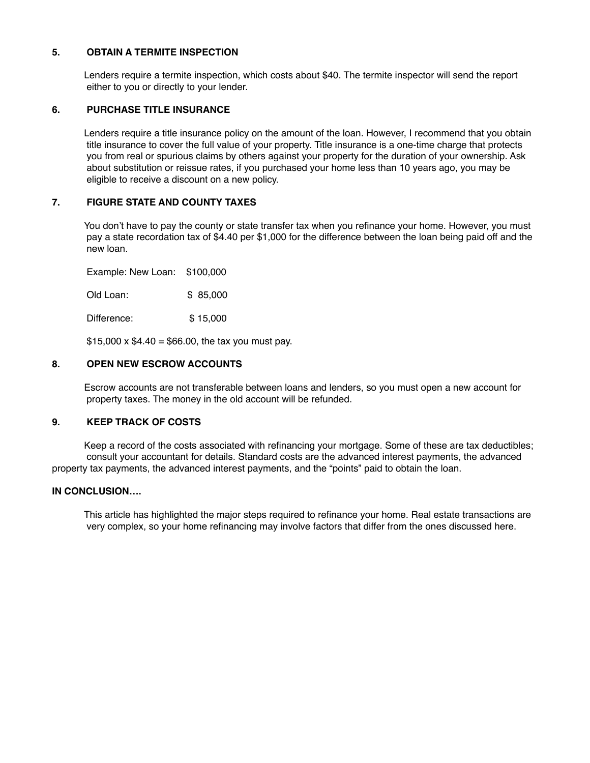### 5. OBTAIN A TERMITE INSPECTION

Lenders require a termite inspection, which costs about $40. The termite inspector will send the report either to you or directly to your lender.

### 6. PURCHASE TITLE INSURANCE

Lenders require a title insurance policy on the amount of the loan. However, I recommend that you obtain title insurance to cover the full value of your property. Title insurance is a one-time charge that protects you from real or spurious claims by others against your property for the duration of your ownership. Ask about substitution or reissue rates, if you purchased your home less than 10 years ago, you may be eligible to receive a discount on a new policy.

### 7. FIGURE STATE AND COUNTY TAXES

You don't have to pay the county or state transfer tax when you refinance your home. However, you must pay a state recordation tax of $4.40 per $1,000 for the difference between the loan being paid off and the new loan.

| | |
|---|---|
| Example: New Loan: | $100,000 |
| Old Loan: | $ 85,000 |
| Difference: | $ 15,000 |

$15,000 x $4.40 = $66.00, the tax you must pay.

### 8. OPEN NEW ESCROW ACCOUNTS

Escrow accounts are not transferable between loans and lenders, so you must open a new account for property taxes. The money in the old account will be refunded.

### 9. KEEP TRACK OF COSTS

Keep a record of the costs associated with refinancing your mortgage. Some of these are tax deductibles; consult your accountant for details. Standard costs are the advanced interest payments, the advanced property tax payments, the advanced interest payments, and the "points" paid to obtain the loan.

### IN CONCLUSION….

This article has highlighted the major steps required to refinance your home. Real estate transactions are very complex, so your home refinancing may involve factors that differ from the ones discussed here.